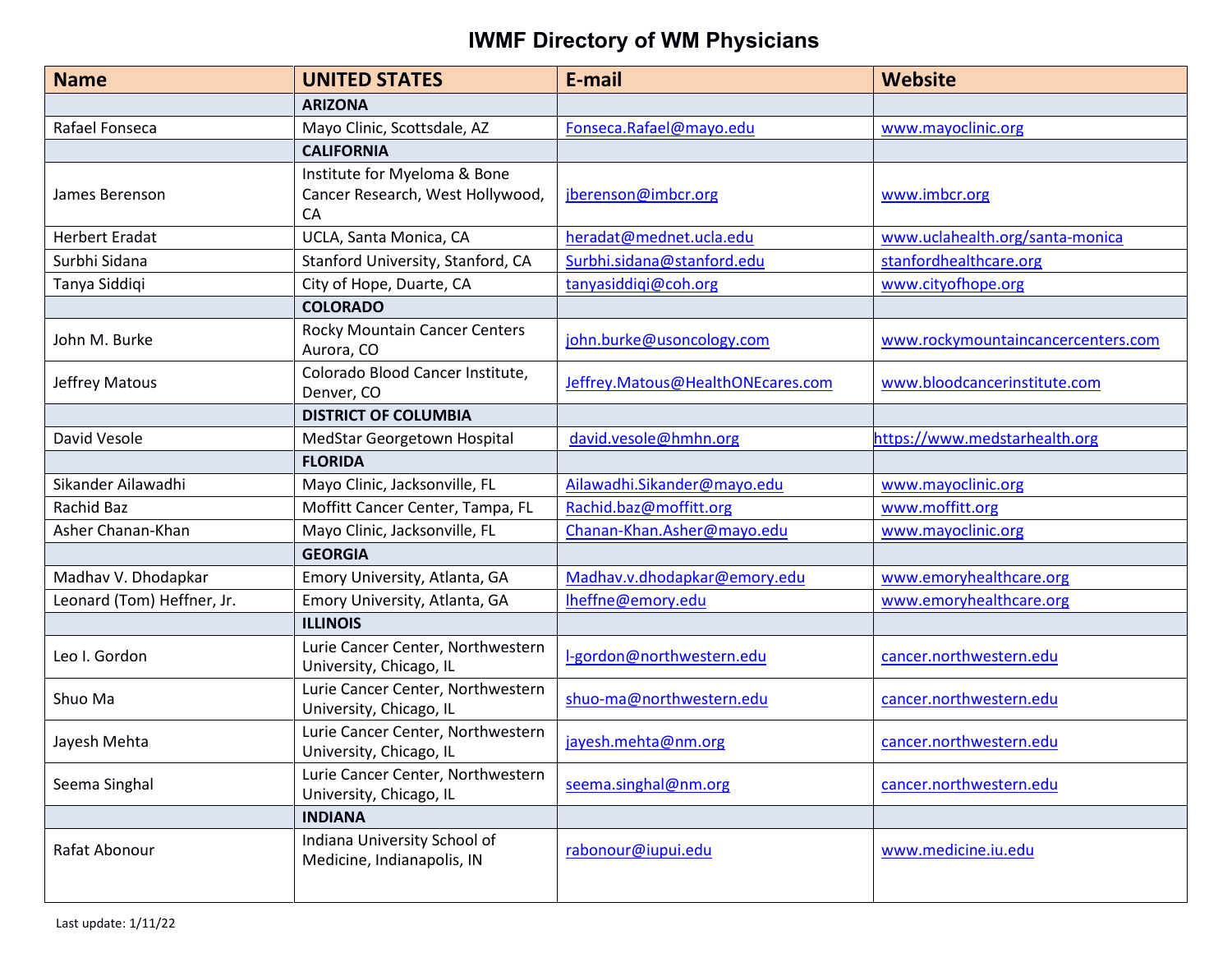# IWMF Directory of WM Physicians

| Name | UNITED STATES | E-mail | Website |
|---|---|---|---|
| | **ARIZONA** | | |
| Rafael Fonseca | Mayo Clinic, Scottsdale, AZ | Fonseca.Rafael@mayo.edu | www.mayoclinic.org |
| | **CALIFORNIA** | | |
| James Berenson | Institute for Myeloma & Bone Cancer Research, West Hollywood, CA | jberenson@imbcr.org | www.imbcr.org |
| Herbert Eradat | UCLA, Santa Monica, CA | heradat@mednet.ucla.edu | www.uclahealth.org/santa-monica |
| Surbhi Sidana | Stanford University, Stanford, CA | Surbhi.sidana@stanford.edu | stanfordhealthcare.org |
| Tanya Siddiqi | City of Hope, Duarte, CA | tanyasiddiqi@coh.org | www.cityofhope.org |
| | **COLORADO** | | |
| John M. Burke | Rocky Mountain Cancer Centers Aurora, CO | john.burke@usoncology.com | www.rockymountaincancercenters.com |
| Jeffrey Matous | Colorado Blood Cancer Institute, Denver, CO | Jeffrey.Matous@HealthONEcares.com | www.bloodcancerinstitute.com |
| | **DISTRICT OF COLUMBIA** | | |
| David Vesole | MedStar Georgetown Hospital | david.vesole@hmhn.org | https://www.medstarhealth.org |
| | **FLORIDA** | | |
| Sikander Ailawadhi | Mayo Clinic, Jacksonville, FL | Ailawadhi.Sikander@mayo.edu | www.mayoclinic.org |
| Rachid Baz | Moffitt Cancer Center, Tampa, FL | Rachid.baz@moffitt.org | www.moffitt.org |
| Asher Chanan-Khan | Mayo Clinic, Jacksonville, FL | Chanan-Khan.Asher@mayo.edu | www.mayoclinic.org |
| | **GEORGIA** | | |
| Madhav V. Dhodapkar | Emory University, Atlanta, GA | Madhav.v.dhodapkar@emory.edu | www.emoryhealthcare.org |
| Leonard (Tom) Heffner, Jr. | Emory University, Atlanta, GA | lheffne@emory.edu | www.emoryhealthcare.org |
| | **ILLINOIS** | | |
| Leo I. Gordon | Lurie Cancer Center, Northwestern University, Chicago, IL | l-gordon@northwestern.edu | cancer.northwestern.edu |
| Shuo Ma | Lurie Cancer Center, Northwestern University, Chicago, IL | shuo-ma@northwestern.edu | cancer.northwestern.edu |
| Jayesh Mehta | Lurie Cancer Center, Northwestern University, Chicago, IL | jayesh.mehta@nm.org | cancer.northwestern.edu |
| Seema Singhal | Lurie Cancer Center, Northwestern University, Chicago, IL | seema.singhal@nm.org | cancer.northwestern.edu |
| | **INDIANA** | | |
| Rafat Abonour | Indiana University School of Medicine, Indianapolis, IN | rabonour@iupui.edu | www.medicine.iu.edu |

Last update: 1/11/22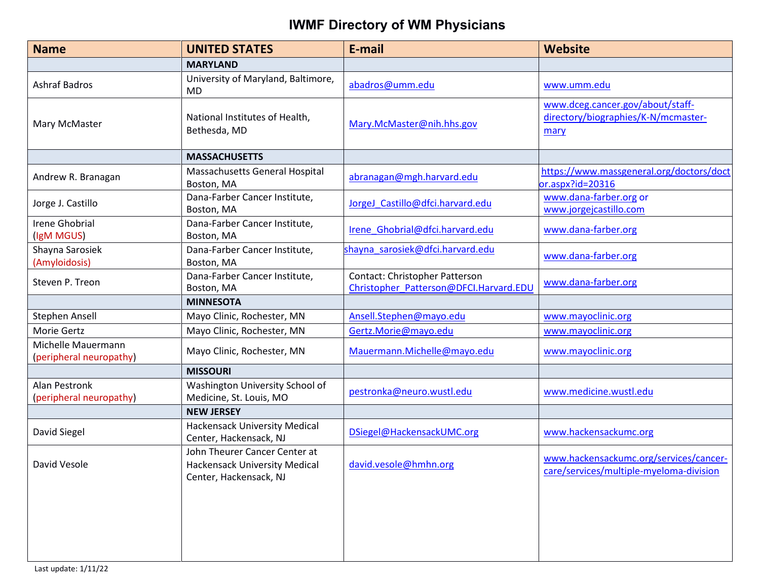# IWMF Directory of WM Physicians

| Name | UNITED STATES | E-mail | Website |
|---|---|---|---|
| | **MARYLAND** | | |
| Ashraf Badros | University of Maryland, Baltimore, MD | abadros@umm.edu | www.umm.edu |
| Mary McMaster | National Institutes of Health, Bethesda, MD | Mary.McMaster@nih.hhs.gov | www.dceg.cancer.gov/about/staff-directory/biographies/K-N/mcmaster-mary |
| | **MASSACHUSETTS** | | |
| Andrew R. Branagan | Massachusetts General Hospital Boston, MA | abranagan@mgh.harvard.edu | https://www.massgeneral.org/doctors/doctor.aspx?id=20316 |
| Jorge J. Castillo | Dana-Farber Cancer Institute, Boston, MA | JorgeJ_Castillo@dfci.harvard.edu | www.dana-farber.org or www.jorgejcastillo.com |
| Irene Ghobrial (IgM MGUS) | Dana-Farber Cancer Institute, Boston, MA | Irene_Ghobrial@dfci.harvard.edu | www.dana-farber.org |
| Shayna Sarosiek (Amyloidosis) | Dana-Farber Cancer Institute, Boston, MA | shayna_sarosiek@dfci.harvard.edu | www.dana-farber.org |
| Steven P. Treon | Dana-Farber Cancer Institute, Boston, MA | Contact: Christopher Patterson Christopher_Patterson@DFCI.Harvard.EDU | www.dana-farber.org |
| | **MINNESOTA** | | |
| Stephen Ansell | Mayo Clinic, Rochester, MN | Ansell.Stephen@mayo.edu | www.mayoclinic.org |
| Morie Gertz | Mayo Clinic, Rochester, MN | Gertz.Morie@mayo.edu | www.mayoclinic.org |
| Michelle Mauermann (peripheral neuropathy) | Mayo Clinic, Rochester, MN | Mauermann.Michelle@mayo.edu | www.mayoclinic.org |
| | **MISSOURI** | | |
| Alan Pestronk (peripheral neuropathy) | Washington University School of Medicine, St. Louis, MO | pestronka@neuro.wustl.edu | www.medicine.wustl.edu |
| | **NEW JERSEY** | | |
| David Siegel | Hackensack University Medical Center, Hackensack, NJ | DSiegel@HackensackUMC.org | www.hackensackumc.org |
| David Vesole | John Theurer Cancer Center at Hackensack University Medical Center, Hackensack, NJ | david.vesole@hmhn.org | www.hackensackumc.org/services/cancer-care/services/multiple-myeloma-division |

Last update: 1/11/22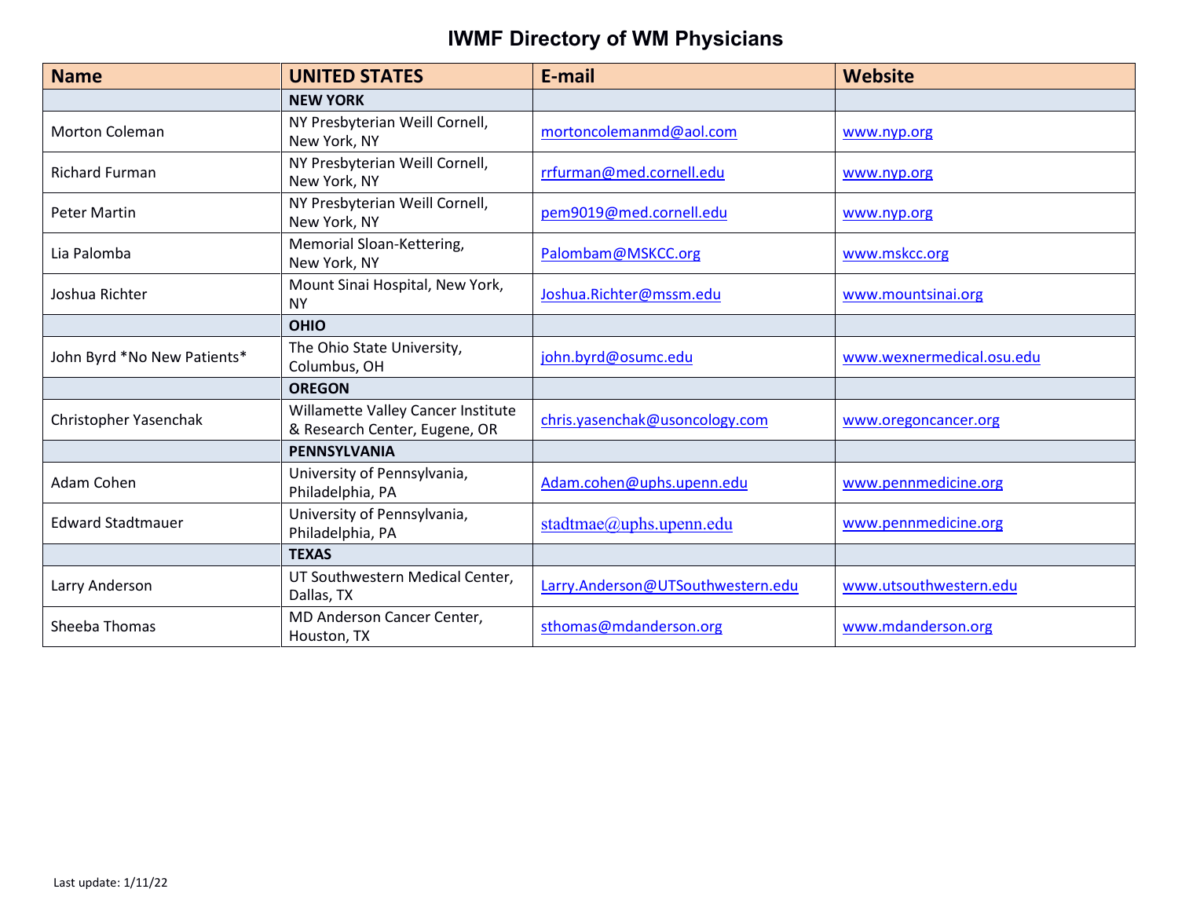# IWMF Directory of WM Physicians

| Name | UNITED STATES | E-mail | Website |
| --- | --- | --- | --- |
| | **NEW YORK** | | |
| Morton Coleman | NY Presbyterian Weill Cornell, New York, NY | mortoncolemanmd@aol.com | www.nyp.org |
| Richard Furman | NY Presbyterian Weill Cornell, New York, NY | rrfurman@med.cornell.edu | www.nyp.org |
| Peter Martin | NY Presbyterian Weill Cornell, New York, NY | pem9019@med.cornell.edu | www.nyp.org |
| Lia Palomba | Memorial Sloan-Kettering, New York, NY | Palombam@MSKCC.org | www.mskcc.org |
| Joshua Richter | Mount Sinai Hospital, New York, NY | Joshua.Richter@mssm.edu | www.mountsinai.org |
| | **OHIO** | | |
| John Byrd *No New Patients* | The Ohio State University, Columbus, OH | john.byrd@osumc.edu | www.wexnermedical.osu.edu |
| | **OREGON** | | |
| Christopher Yasenchak | Willamette Valley Cancer Institute & Research Center, Eugene, OR | chris.yasenchak@usoncology.com | www.oregoncancer.org |
| | **PENNSYLVANIA** | | |
| Adam Cohen | University of Pennsylvania, Philadelphia, PA | Adam.cohen@uphs.upenn.edu | www.pennmedicine.org |
| Edward Stadtmauer | University of Pennsylvania, Philadelphia, PA | stadtmae@uphs.upenn.edu | www.pennmedicine.org |
| | **TEXAS** | | |
| Larry Anderson | UT Southwestern Medical Center, Dallas, TX | Larry.Anderson@UTSouthwestern.edu | www.utsouthwestern.edu |
| Sheeba Thomas | MD Anderson Cancer Center, Houston, TX | sthomas@mdanderson.org | www.mdanderson.org |

Last update: 1/11/22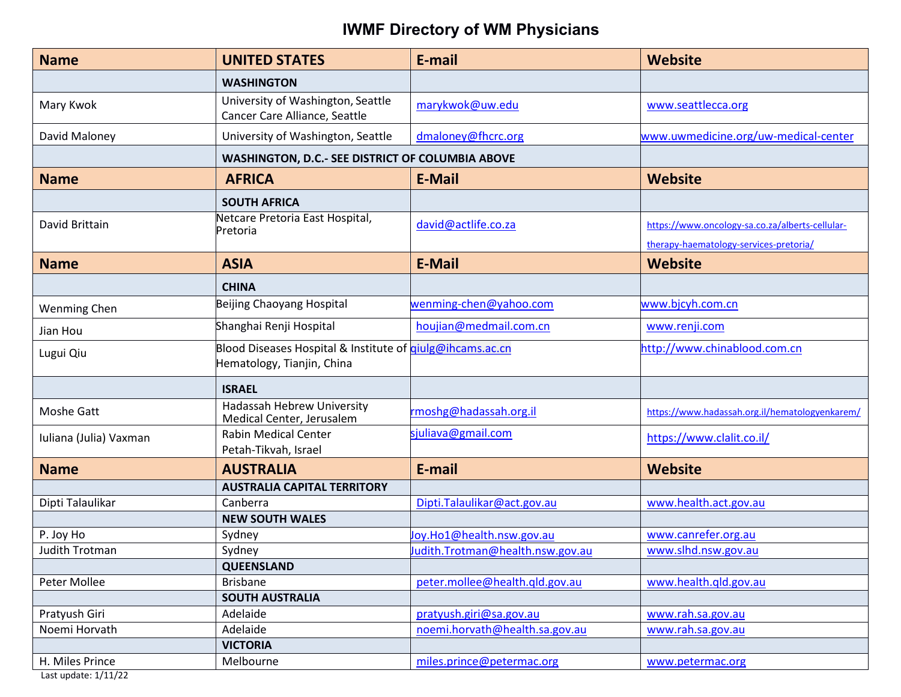# IWMF Directory of WM Physicians

| Name | UNITED STATES | E-mail | Website |
|---|---|---|---|
| | **WASHINGTON** | | |
| Mary Kwok | University of Washington, Seattle Cancer Care Alliance, Seattle | marykwok@uw.edu | www.seattlecca.org |
| David Maloney | University of Washington, Seattle | dmaloney@fhcrc.org | www.uwmedicine.org/uw-medical-center |
| | **WASHINGTON, D.C.- SEE DISTRICT OF COLUMBIA ABOVE** | | |
| **Name** | **AFRICA** | **E-Mail** | **Website** |
| | **SOUTH AFRICA** | | |
| David Brittain | Netcare Pretoria East Hospital, Pretoria | david@actlife.co.za | https://www.oncology-sa.co.za/alberts-cellular-therapy-haematology-services-pretoria/ |
| **Name** | **ASIA** | **E-Mail** | **Website** |
| | **CHINA** | | |
| Wenming Chen | Beijing Chaoyang Hospital | wenming-chen@yahoo.com | www.bjcyh.com.cn |
| Jian Hou | Shanghai Renji Hospital | houjian@medmail.com.cn | www.renji.com |
| Lugui Qiu | Blood Diseases Hospital & Institute of Hematology, Tianjin, China | qiulg@ihcams.ac.cn | http://www.chinablood.com.cn |
| | **ISRAEL** | | |
| Moshe Gatt | Hadassah Hebrew University Medical Center, Jerusalem | rmoshg@hadassah.org.il | https://www.hadassah.org.il/hematologyenkarem/ |
| Iuliana (Julia) Vaxman | Rabin Medical Center Petah-Tikvah, Israel | sjuliava@gmail.com | https://www.clalit.co.il/ |
| **Name** | **AUSTRALIA** | **E-mail** | **Website** |
| | **AUSTRALIA CAPITAL TERRITORY** | | |
| Dipti Talaulikar | Canberra | Dipti.Talaulikar@act.gov.au | www.health.act.gov.au |
| | **NEW SOUTH WALES** | | |
| P. Joy Ho | Sydney | Joy.Ho1@health.nsw.gov.au | www.canrefer.org.au |
| Judith Trotman | Sydney | Judith.Trotman@health.nsw.gov.au | www.slhd.nsw.gov.au |
| | **QUEENSLAND** | | |
| Peter Mollee | Brisbane | peter.mollee@health.qld.gov.au | www.health.qld.gov.au |
| | **SOUTH AUSTRALIA** | | |
| Pratyush Giri | Adelaide | pratyush.giri@sa.gov.au | www.rah.sa.gov.au |
| Noemi Horvath | Adelaide | noemi.horvath@health.sa.gov.au | www.rah.sa.gov.au |
| | **VICTORIA** | | |
| H. Miles Prince | Melbourne | miles.prince@petermac.org | www.petermac.org |

Last update: 1/11/22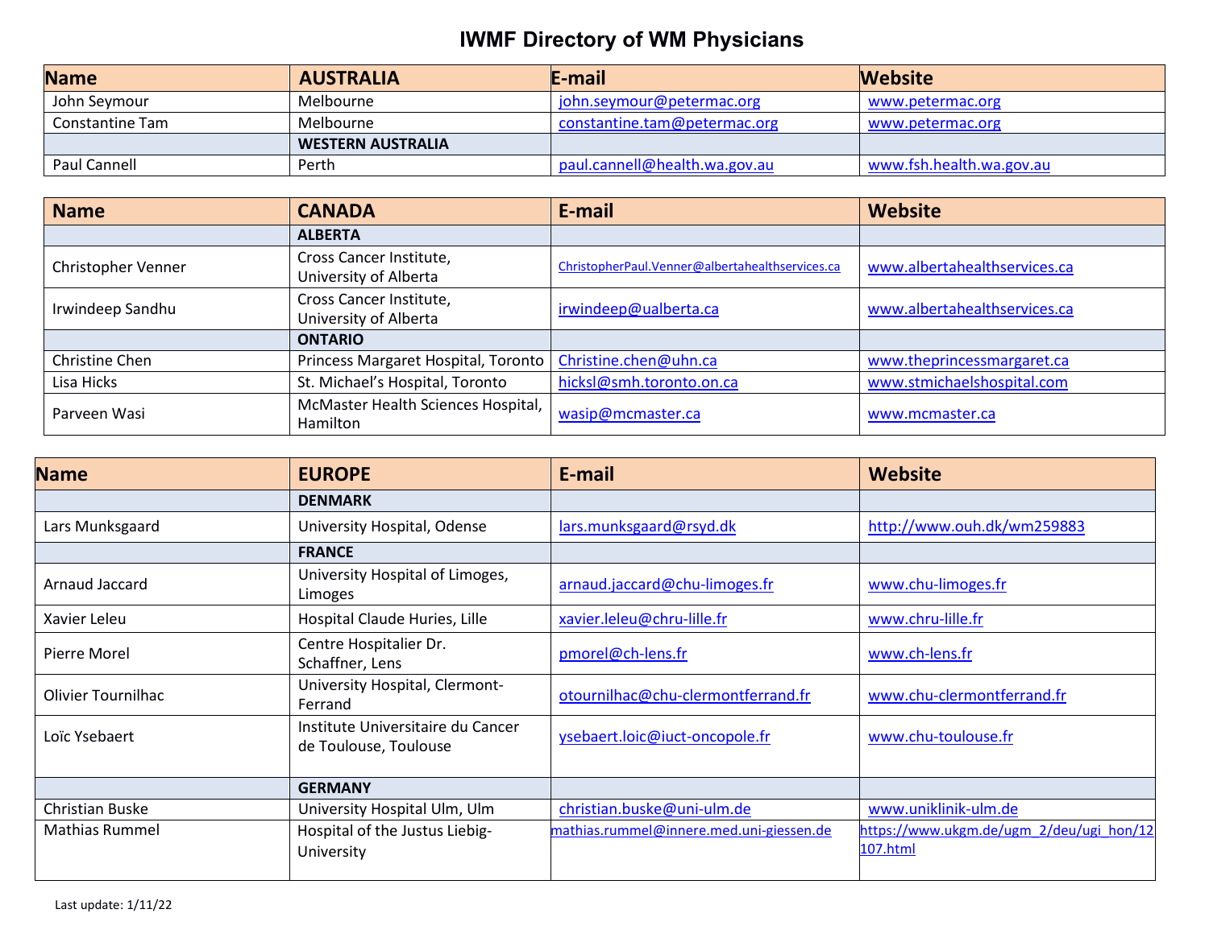# IWMF Directory of WM Physicians

| Name | AUSTRALIA | E-mail | Website |
| --- | --- | --- | --- |
| John Seymour | Melbourne | john.seymour@petermac.org | www.petermac.org |
| Constantine Tam | Melbourne | constantine.tam@petermac.org | www.petermac.org |
| | **WESTERN AUSTRALIA** | | |
| Paul Cannell | Perth | paul.cannell@health.wa.gov.au | www.fsh.health.wa.gov.au |

| Name | CANADA | E-mail | Website |
| --- | --- | --- | --- |
| | **ALBERTA** | | |
| Christopher Venner | Cross Cancer Institute, University of Alberta | ChristopherPaul.Venner@albertahealthservices.ca | www.albertahealthservices.ca |
| Irwindeep Sandhu | Cross Cancer Institute, University of Alberta | irwindeep@ualberta.ca | www.albertahealthservices.ca |
| | **ONTARIO** | | |
| Christine Chen | Princess Margaret Hospital, Toronto | Christine.chen@uhn.ca | www.theprincessmargaret.ca |
| Lisa Hicks | St. Michael's Hospital, Toronto | hicksl@smh.toronto.on.ca | www.stmichaelshospital.com |
| Parveen Wasi | McMaster Health Sciences Hospital, Hamilton | wasip@mcmaster.ca | www.mcmaster.ca |

| Name | EUROPE | E-mail | Website |
| --- | --- | --- | --- |
| | **DENMARK** | | |
| Lars Munksgaard | University Hospital, Odense | lars.munksgaard@rsyd.dk | http://www.ouh.dk/wm259883 |
| | **FRANCE** | | |
| Arnaud Jaccard | University Hospital of Limoges, Limoges | arnaud.jaccard@chu-limoges.fr | www.chu-limoges.fr |
| Xavier Leleu | Hospital Claude Huries, Lille | xavier.leleu@chru-lille.fr | www.chru-lille.fr |
| Pierre Morel | Centre Hospitalier Dr. Schaffner, Lens | pmorel@ch-lens.fr | www.ch-lens.fr |
| Olivier Tournilhac | University Hospital, Clermont-Ferrand | otournilhac@chu-clermontferrand.fr | www.chu-clermontferrand.fr |
| Loïc Ysebaert | Institute Universitaire du Cancer de Toulouse, Toulouse | ysebaert.loic@iuct-oncopole.fr | www.chu-toulouse.fr |
| | **GERMANY** | | |
| Christian Buske | University Hospital Ulm, Ulm | christian.buske@uni-ulm.de | www.uniklinik-ulm.de |
| Mathias Rummel | Hospital of the Justus Liebig-University | mathias.rummel@innere.med.uni-giessen.de | https://www.ukgm.de/ugm_2/deu/ugi_hon/12107.html |

Last update: 1/11/22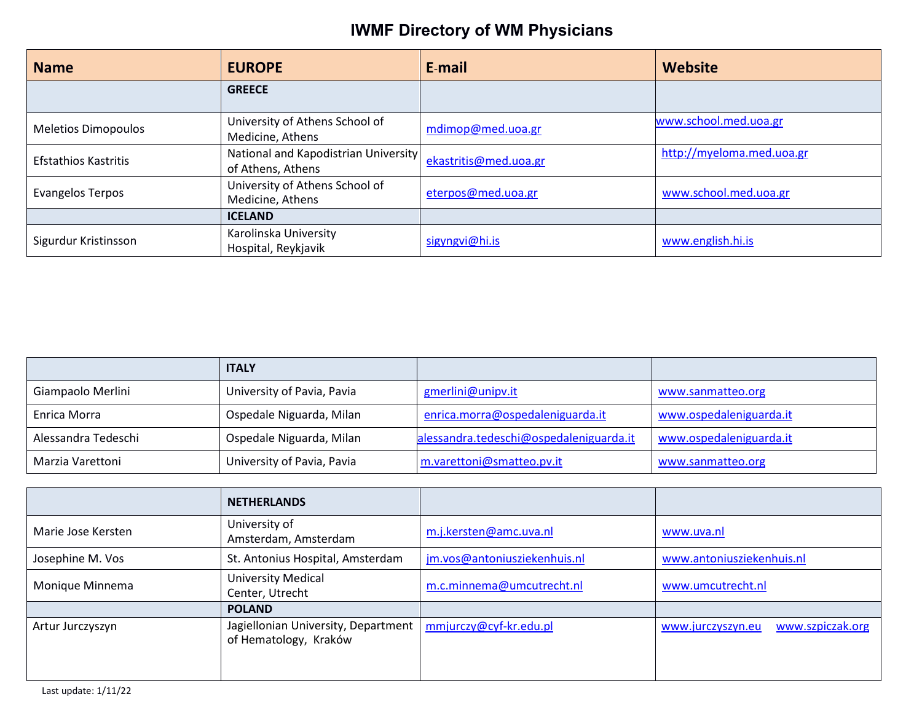# IWMF Directory of WM Physicians

| Name | EUROPE | E-mail | Website |
|---|---|---|---|
| | **GREECE** | | |
| Meletios Dimopoulos | University of Athens School of Medicine, Athens | mdimop@med.uoa.gr | www.school.med.uoa.gr |
| Efstathios Kastritis | National and Kapodistrian University of Athens, Athens | ekastritis@med.uoa.gr | http://myeloma.med.uoa.gr |
| Evangelos Terpos | University of Athens School of Medicine, Athens | eterpos@med.uoa.gr | www.school.med.uoa.gr |
| | **ICELAND** | | |
| Sigurdur Kristinsson | Karolinska University Hospital, Reykjavik | sigyngvi@hi.is | www.english.hi.is |
| | **ITALY** | | |
| Giampaolo Merlini | University of Pavia, Pavia | gmerlini@unipv.it | www.sanmatteo.org |
| Enrica Morra | Ospedale Niguarda, Milan | enrica.morra@ospedaleniguarda.it | www.ospedaleniguarda.it |
| Alessandra Tedeschi | Ospedale Niguarda, Milan | alessandra.tedeschi@ospedaleniguarda.it | www.ospedaleniguarda.it |
| Marzia Varettoni | University of Pavia, Pavia | m.varettoni@smatteo.pv.it | www.sanmatteo.org |
| | **NETHERLANDS** | | |
| Marie Jose Kersten | University of Amsterdam, Amsterdam | m.j.kersten@amc.uva.nl | www.uva.nl |
| Josephine M. Vos | St. Antonius Hospital, Amsterdam | jm.vos@antoniusziekenhuis.nl | www.antoniusziekenhuis.nl |
| Monique Minnema | University Medical Center, Utrecht | m.c.minnema@umcutrecht.nl | www.umcutrecht.nl |
| | **POLAND** | | |
| Artur Jurczyszyn | Jagiellonian University, Department of Hematology, Kraków | mmjurczy@cyf-kr.edu.pl | www.jurczyszyn.eu www.szpiczak.org |

Last update: 1/11/22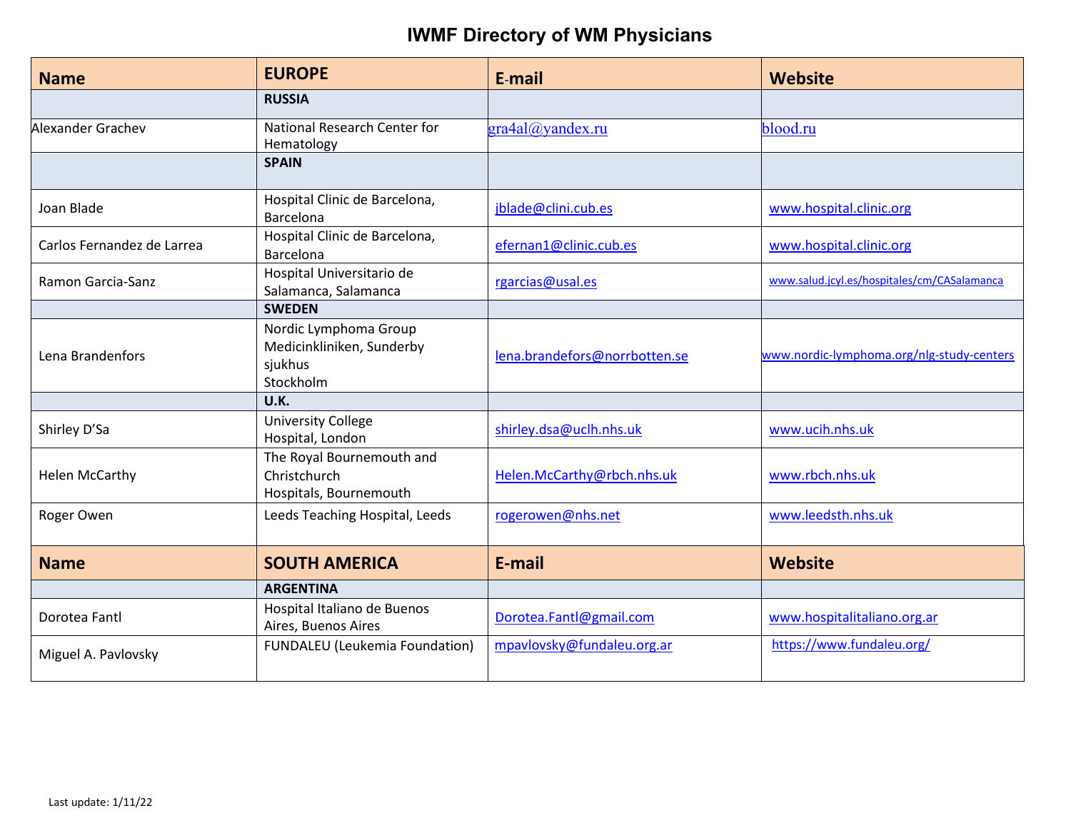# IWMF Directory of WM Physicians

| Name | EUROPE | E-mail | Website |
|---|---|---|---|
| | **RUSSIA** | | |
| Alexander Grachev | National Research Center for Hematology | gra4al@yandex.ru | blood.ru |
| | **SPAIN** | | |
| Joan Blade | Hospital Clinic de Barcelona, Barcelona | jblade@clini.cub.es | www.hospital.clinic.org |
| Carlos Fernandez de Larrea | Hospital Clinic de Barcelona, Barcelona | efernan1@clinic.cub.es | www.hospital.clinic.org |
| Ramon Garcia-Sanz | Hospital Universitario de Salamanca, Salamanca | rgarcias@usal.es | www.salud.jcyl.es/hospitales/cm/CASalamanca |
| | **SWEDEN** | | |
| Lena Brandenfors | Nordic Lymphoma Group Medicinkliniken, Sunderby sjukhus Stockholm | lena.brandefors@norrbotten.se | www.nordic-lymphoma.org/nlg-study-centers |
| | **U.K.** | | |
| Shirley D'Sa | University College Hospital, London | shirley.dsa@uclh.nhs.uk | www.ucih.nhs.uk |
| Helen McCarthy | The Royal Bournemouth and Christchurch Hospitals, Bournemouth | Helen.McCarthy@rbch.nhs.uk | www.rbch.nhs.uk |
| Roger Owen | Leeds Teaching Hospital, Leeds | rogerowen@nhs.net | www.leedsth.nhs.uk |
| **Name** | **SOUTH AMERICA** | **E-mail** | **Website** |
| | **ARGENTINA** | | |
| Dorotea Fantl | Hospital Italiano de Buenos Aires, Buenos Aires | Dorotea.Fantl@gmail.com | www.hospitalitaliano.org.ar |
| Miguel A. Pavlovsky | FUNDALEU (Leukemia Foundation) | mpavlovsky@fundaleu.org.ar | https://www.fundaleu.org/ |

Last update: 1/11/22